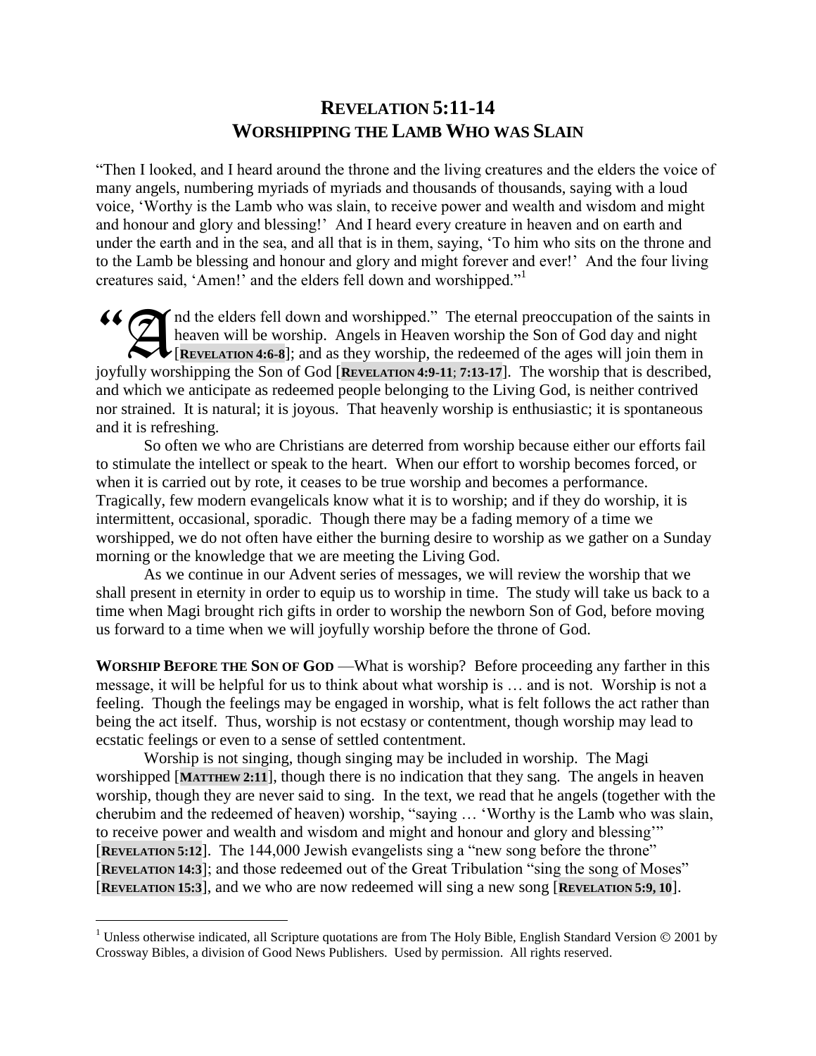# REVELATION 5:11-14
# WORSHIPPING THE LAMB WHO WAS SLAIN

"Then I looked, and I heard around the throne and the living creatures and the elders the voice of many angels, numbering myriads of myriads and thousands of thousands, saying with a loud voice, 'Worthy is the Lamb who was slain, to receive power and wealth and wisdom and might and honour and glory and blessing!' And I heard every creature in heaven and on earth and under the earth and in the sea, and all that is in them, saying, 'To him who sits on the throne and to the Lamb be blessing and honour and glory and might forever and ever!' And the four living creatures said, 'Amen!' and the elders fell down and worshipped."[1]

"And the elders fell down and worshipped." The eternal preoccupation of the saints in heaven will be worship. Angels in Heaven worship the Son of God day and night [**REVELATION 4:6-8**]; and as they worship, the redeemed of the ages will join them in joyfully worshipping the Son of God [**REVELATION 4:9-11**; **7:13-17**]. The worship that is described, and which we anticipate as redeemed people belonging to the Living God, is neither contrived nor strained. It is natural; it is joyous. That heavenly worship is enthusiastic; it is spontaneous and it is refreshing.

So often we who are Christians are deterred from worship because either our efforts fail to stimulate the intellect or speak to the heart. When our effort to worship becomes forced, or when it is carried out by rote, it ceases to be true worship and becomes a performance. Tragically, few modern evangelicals know what it is to worship; and if they do worship, it is intermittent, occasional, sporadic. Though there may be a fading memory of a time we worshipped, we do not often have either the burning desire to worship as we gather on a Sunday morning or the knowledge that we are meeting the Living God.

As we continue in our Advent series of messages, we will review the worship that we shall present in eternity in order to equip us to worship in time. The study will take us back to a time when Magi brought rich gifts in order to worship the newborn Son of God, before moving us forward to a time when we will joyfully worship before the throne of God.

**WORSHIP BEFORE THE SON OF GOD** —What is worship? Before proceeding any farther in this message, it will be helpful for us to think about what worship is … and is not. Worship is not a feeling. Though the feelings may be engaged in worship, what is felt follows the act rather than being the act itself. Thus, worship is not ecstasy or contentment, though worship may lead to ecstatic feelings or even to a sense of settled contentment.

Worship is not singing, though singing may be included in worship. The Magi worshipped [**MATTHEW 2:11**], though there is no indication that they sang. The angels in heaven worship, though they are never said to sing. In the text, we read that he angels (together with the cherubim and the redeemed of heaven) worship, "saying … 'Worthy is the Lamb who was slain, to receive power and wealth and wisdom and might and honour and glory and blessing'" [**REVELATION 5:12**]. The 144,000 Jewish evangelists sing a "new song before the throne" [**REVELATION 14:3**]; and those redeemed out of the Great Tribulation "sing the song of Moses" [**REVELATION 15:3**], and we who are now redeemed will sing a new song [**REVELATION 5:9, 10**].

[1] Unless otherwise indicated, all Scripture quotations are from The Holy Bible, English Standard Version © 2001 by Crossway Bibles, a division of Good News Publishers. Used by permission. All rights reserved.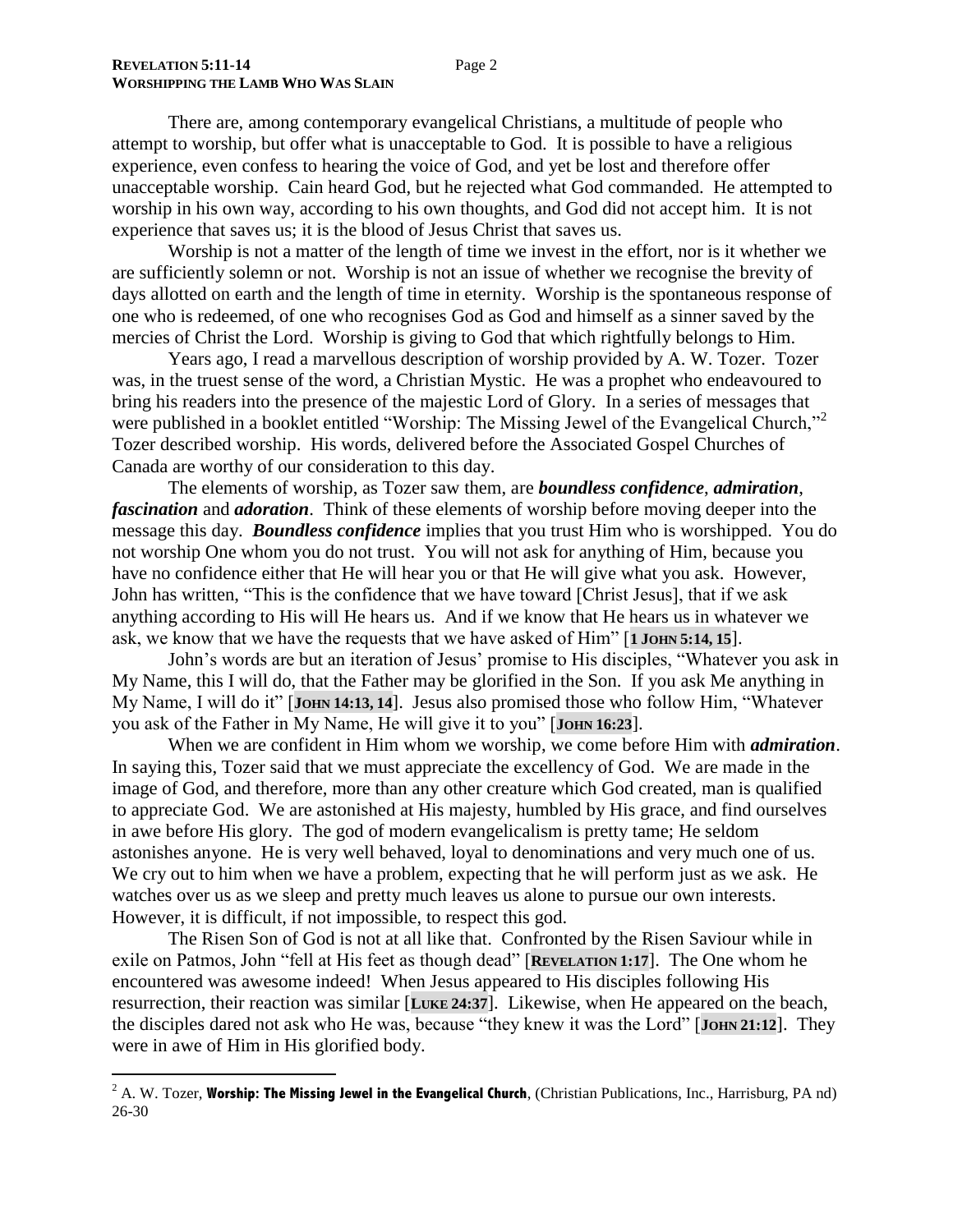There are, among contemporary evangelical Christians, a multitude of people who attempt to worship, but offer what is unacceptable to God. It is possible to have a religious experience, even confess to hearing the voice of God, and yet be lost and therefore offer unacceptable worship. Cain heard God, but he rejected what God commanded. He attempted to worship in his own way, according to his own thoughts, and God did not accept him. It is not experience that saves us; it is the blood of Jesus Christ that saves us.

Worship is not a matter of the length of time we invest in the effort, nor is it whether we are sufficiently solemn or not. Worship is not an issue of whether we recognise the brevity of days allotted on earth and the length of time in eternity. Worship is the spontaneous response of one who is redeemed, of one who recognises God as God and himself as a sinner saved by the mercies of Christ the Lord. Worship is giving to God that which rightfully belongs to Him.

Years ago, I read a marvellous description of worship provided by A. W. Tozer. Tozer was, in the truest sense of the word, a Christian Mystic. He was a prophet who endeavoured to bring his readers into the presence of the majestic Lord of Glory. In a series of messages that were published in a booklet entitled "Worship: The Missing Jewel of the Evangelical Church,"[2] Tozer described worship. His words, delivered before the Associated Gospel Churches of Canada are worthy of our consideration to this day.

The elements of worship, as Tozer saw them, are ***boundless confidence***, ***admiration***, ***fascination*** and ***adoration***. Think of these elements of worship before moving deeper into the message this day. ***Boundless confidence*** implies that you trust Him who is worshipped. You do not worship One whom you do not trust. You will not ask for anything of Him, because you have no confidence either that He will hear you or that He will give what you ask. However, John has written, "This is the confidence that we have toward [Christ Jesus], that if we ask anything according to His will He hears us. And if we know that He hears us in whatever we ask, we know that we have the requests that we have asked of Him" [**1 John 5:14, 15**].

John's words are but an iteration of Jesus' promise to His disciples, "Whatever you ask in My Name, this I will do, that the Father may be glorified in the Son. If you ask Me anything in My Name, I will do it" [**John 14:13, 14**]. Jesus also promised those who follow Him, "Whatever you ask of the Father in My Name, He will give it to you" [**John 16:23**].

When we are confident in Him whom we worship, we come before Him with ***admiration***. In saying this, Tozer said that we must appreciate the excellency of God. We are made in the image of God, and therefore, more than any other creature which God created, man is qualified to appreciate God. We are astonished at His majesty, humbled by His grace, and find ourselves in awe before His glory. The god of modern evangelicalism is pretty tame; He seldom astonishes anyone. He is very well behaved, loyal to denominations and very much one of us. We cry out to him when we have a problem, expecting that he will perform just as we ask. He watches over us as we sleep and pretty much leaves us alone to pursue our own interests. However, it is difficult, if not impossible, to respect this god.

The Risen Son of God is not at all like that. Confronted by the Risen Saviour while in exile on Patmos, John "fell at His feet as though dead" [**Revelation 1:17**]. The One whom he encountered was awesome indeed! When Jesus appeared to His disciples following His resurrection, their reaction was similar [**Luke 24:37**]. Likewise, when He appeared on the beach, the disciples dared not ask who He was, because "they knew it was the Lord" [**John 21:12**]. They were in awe of Him in His glorified body.

---

[2] A. W. Tozer, **Worship: The Missing Jewel in the Evangelical Church**, (Christian Publications, Inc., Harrisburg, PA nd) 26-30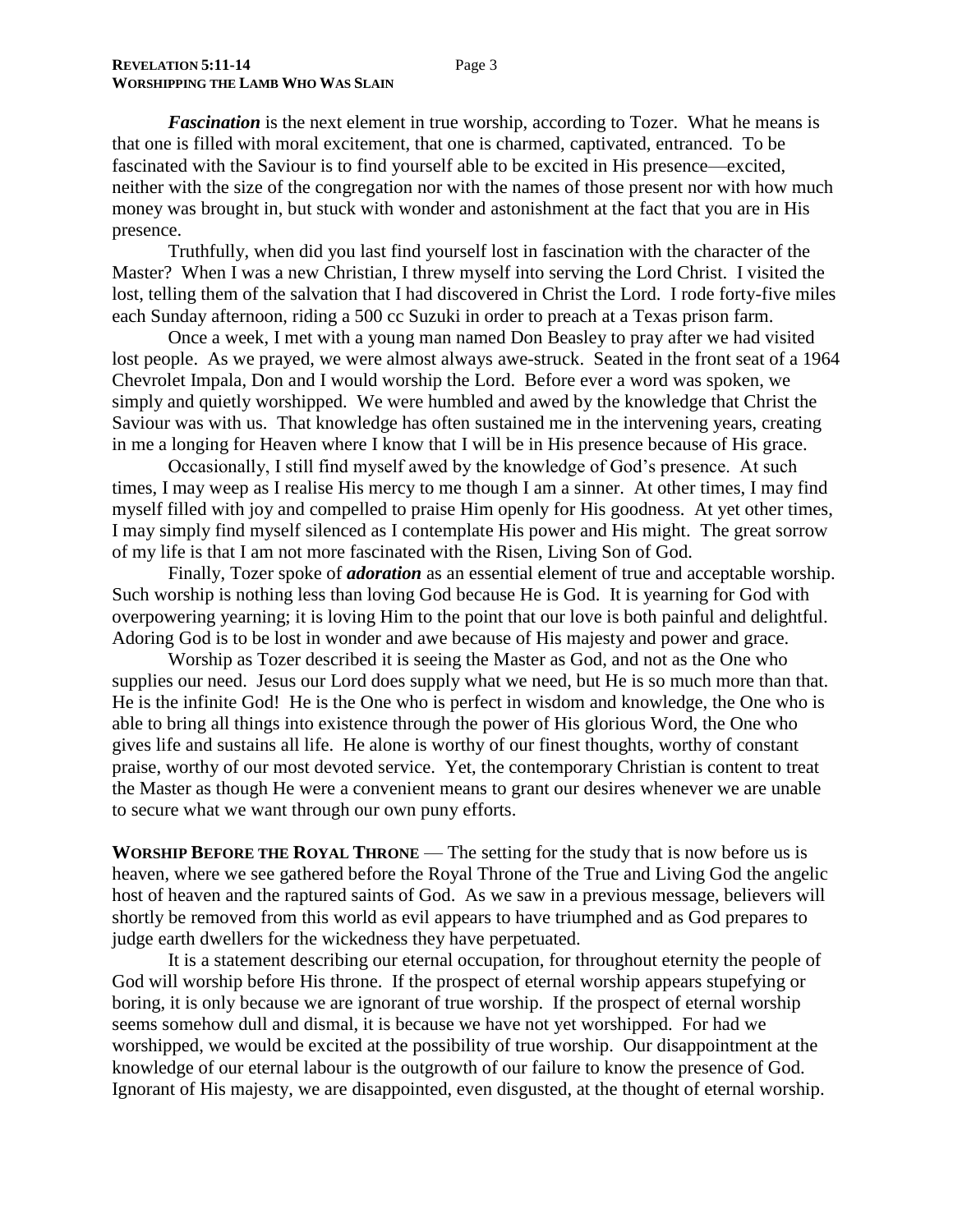***Fascination*** is the next element in true worship, according to Tozer. What he means is that one is filled with moral excitement, that one is charmed, captivated, entranced. To be fascinated with the Saviour is to find yourself able to be excited in His presence—excited, neither with the size of the congregation nor with the names of those present nor with how much money was brought in, but stuck with wonder and astonishment at the fact that you are in His presence.

Truthfully, when did you last find yourself lost in fascination with the character of the Master? When I was a new Christian, I threw myself into serving the Lord Christ. I visited the lost, telling them of the salvation that I had discovered in Christ the Lord. I rode forty-five miles each Sunday afternoon, riding a 500 cc Suzuki in order to preach at a Texas prison farm.

Once a week, I met with a young man named Don Beasley to pray after we had visited lost people. As we prayed, we were almost always awe-struck. Seated in the front seat of a 1964 Chevrolet Impala, Don and I would worship the Lord. Before ever a word was spoken, we simply and quietly worshipped. We were humbled and awed by the knowledge that Christ the Saviour was with us. That knowledge has often sustained me in the intervening years, creating in me a longing for Heaven where I know that I will be in His presence because of His grace.

Occasionally, I still find myself awed by the knowledge of God's presence. At such times, I may weep as I realise His mercy to me though I am a sinner. At other times, I may find myself filled with joy and compelled to praise Him openly for His goodness. At yet other times, I may simply find myself silenced as I contemplate His power and His might. The great sorrow of my life is that I am not more fascinated with the Risen, Living Son of God.

Finally, Tozer spoke of ***adoration*** as an essential element of true and acceptable worship. Such worship is nothing less than loving God because He is God. It is yearning for God with overpowering yearning; it is loving Him to the point that our love is both painful and delightful. Adoring God is to be lost in wonder and awe because of His majesty and power and grace.

Worship as Tozer described it is seeing the Master as God, and not as the One who supplies our need. Jesus our Lord does supply what we need, but He is so much more than that. He is the infinite God! He is the One who is perfect in wisdom and knowledge, the One who is able to bring all things into existence through the power of His glorious Word, the One who gives life and sustains all life. He alone is worthy of our finest thoughts, worthy of constant praise, worthy of our most devoted service. Yet, the contemporary Christian is content to treat the Master as though He were a convenient means to grant our desires whenever we are unable to secure what we want through our own puny efforts.

**WORSHIP BEFORE THE ROYAL THRONE** — The setting for the study that is now before us is heaven, where we see gathered before the Royal Throne of the True and Living God the angelic host of heaven and the raptured saints of God. As we saw in a previous message, believers will shortly be removed from this world as evil appears to have triumphed and as God prepares to judge earth dwellers for the wickedness they have perpetuated.

It is a statement describing our eternal occupation, for throughout eternity the people of God will worship before His throne. If the prospect of eternal worship appears stupefying or boring, it is only because we are ignorant of true worship. If the prospect of eternal worship seems somehow dull and dismal, it is because we have not yet worshipped. For had we worshipped, we would be excited at the possibility of true worship. Our disappointment at the knowledge of our eternal labour is the outgrowth of our failure to know the presence of God. Ignorant of His majesty, we are disappointed, even disgusted, at the thought of eternal worship.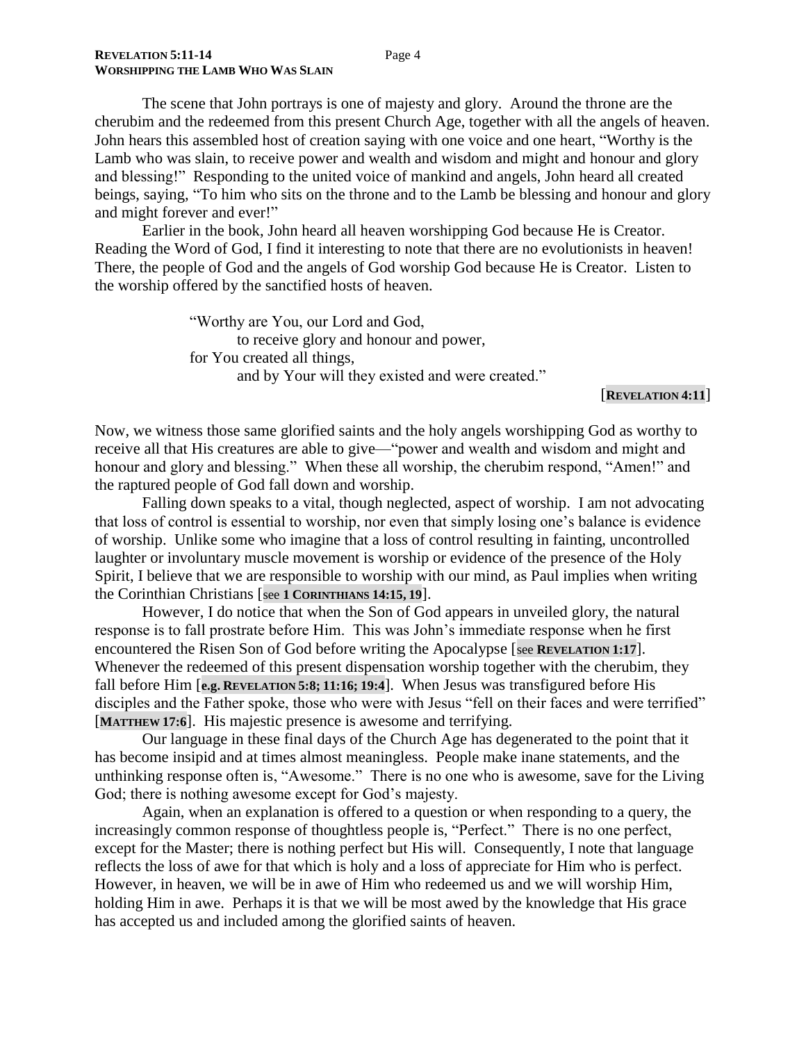The scene that John portrays is one of majesty and glory. Around the throne are the cherubim and the redeemed from this present Church Age, together with all the angels of heaven. John hears this assembled host of creation saying with one voice and one heart, "Worthy is the Lamb who was slain, to receive power and wealth and wisdom and might and honour and glory and blessing!" Responding to the united voice of mankind and angels, John heard all created beings, saying, "To him who sits on the throne and to the Lamb be blessing and honour and glory and might forever and ever!"

Earlier in the book, John heard all heaven worshipping God because He is Creator. Reading the Word of God, I find it interesting to note that there are no evolutionists in heaven! There, the people of God and the angels of God worship God because He is Creator. Listen to the worship offered by the sanctified hosts of heaven.

> "Worthy are You, our Lord and God,
> to receive glory and honour and power,
> for You created all things,
> and by Your will they existed and were created."
>
> [**REVELATION 4:11**]

Now, we witness those same glorified saints and the holy angels worshipping God as worthy to receive all that His creatures are able to give—"power and wealth and wisdom and might and honour and glory and blessing." When these all worship, the cherubim respond, "Amen!" and the raptured people of God fall down and worship.

Falling down speaks to a vital, though neglected, aspect of worship. I am not advocating that loss of control is essential to worship, nor even that simply losing one's balance is evidence of worship. Unlike some who imagine that a loss of control resulting in fainting, uncontrolled laughter or involuntary muscle movement is worship or evidence of the presence of the Holy Spirit, I believe that we are responsible to worship with our mind, as Paul implies when writing the Corinthian Christians [see **1 CORINTHIANS 14:15, 19**].

However, I do notice that when the Son of God appears in unveiled glory, the natural response is to fall prostrate before Him. This was John's immediate response when he first encountered the Risen Son of God before writing the Apocalypse [see **REVELATION 1:17**]. Whenever the redeemed of this present dispensation worship together with the cherubim, they fall before Him [**e.g. REVELATION 5:8; 11:16; 19:4**]. When Jesus was transfigured before His disciples and the Father spoke, those who were with Jesus "fell on their faces and were terrified" [**MATTHEW 17:6**]. His majestic presence is awesome and terrifying.

Our language in these final days of the Church Age has degenerated to the point that it has become insipid and at times almost meaningless. People make inane statements, and the unthinking response often is, "Awesome." There is no one who is awesome, save for the Living God; there is nothing awesome except for God's majesty.

Again, when an explanation is offered to a question or when responding to a query, the increasingly common response of thoughtless people is, "Perfect." There is no one perfect, except for the Master; there is nothing perfect but His will. Consequently, I note that language reflects the loss of awe for that which is holy and a loss of appreciate for Him who is perfect. However, in heaven, we will be in awe of Him who redeemed us and we will worship Him, holding Him in awe. Perhaps it is that we will be most awed by the knowledge that His grace has accepted us and included among the glorified saints of heaven.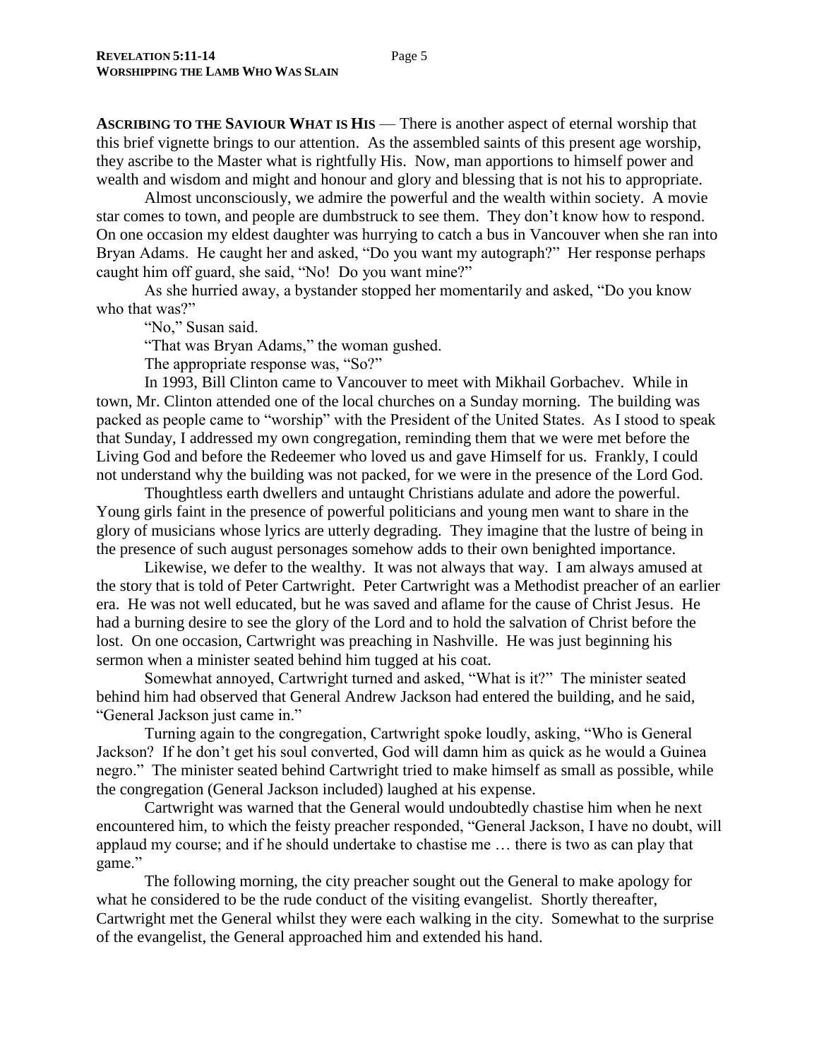**ASCRIBING TO THE SAVIOUR WHAT IS HIS** — There is another aspect of eternal worship that this brief vignette brings to our attention. As the assembled saints of this present age worship, they ascribe to the Master what is rightfully His. Now, man apportions to himself power and wealth and wisdom and might and honour and glory and blessing that is not his to appropriate.

Almost unconsciously, we admire the powerful and the wealth within society. A movie star comes to town, and people are dumbstruck to see them. They don't know how to respond. On one occasion my eldest daughter was hurrying to catch a bus in Vancouver when she ran into Bryan Adams. He caught her and asked, "Do you want my autograph?" Her response perhaps caught him off guard, she said, "No! Do you want mine?"

As she hurried away, a bystander stopped her momentarily and asked, "Do you know who that was?"

"No," Susan said.

"That was Bryan Adams," the woman gushed.

The appropriate response was, "So?"

In 1993, Bill Clinton came to Vancouver to meet with Mikhail Gorbachev. While in town, Mr. Clinton attended one of the local churches on a Sunday morning. The building was packed as people came to "worship" with the President of the United States. As I stood to speak that Sunday, I addressed my own congregation, reminding them that we were met before the Living God and before the Redeemer who loved us and gave Himself for us. Frankly, I could not understand why the building was not packed, for we were in the presence of the Lord God.

Thoughtless earth dwellers and untaught Christians adulate and adore the powerful. Young girls faint in the presence of powerful politicians and young men want to share in the glory of musicians whose lyrics are utterly degrading. They imagine that the lustre of being in the presence of such august personages somehow adds to their own benighted importance.

Likewise, we defer to the wealthy. It was not always that way. I am always amused at the story that is told of Peter Cartwright. Peter Cartwright was a Methodist preacher of an earlier era. He was not well educated, but he was saved and aflame for the cause of Christ Jesus. He had a burning desire to see the glory of the Lord and to hold the salvation of Christ before the lost. On one occasion, Cartwright was preaching in Nashville. He was just beginning his sermon when a minister seated behind him tugged at his coat.

Somewhat annoyed, Cartwright turned and asked, "What is it?" The minister seated behind him had observed that General Andrew Jackson had entered the building, and he said, "General Jackson just came in."

Turning again to the congregation, Cartwright spoke loudly, asking, "Who is General Jackson? If he don't get his soul converted, God will damn him as quick as he would a Guinea negro." The minister seated behind Cartwright tried to make himself as small as possible, while the congregation (General Jackson included) laughed at his expense.

Cartwright was warned that the General would undoubtedly chastise him when he next encountered him, to which the feisty preacher responded, "General Jackson, I have no doubt, will applaud my course; and if he should undertake to chastise me … there is two as can play that game."

The following morning, the city preacher sought out the General to make apology for what he considered to be the rude conduct of the visiting evangelist. Shortly thereafter, Cartwright met the General whilst they were each walking in the city. Somewhat to the surprise of the evangelist, the General approached him and extended his hand.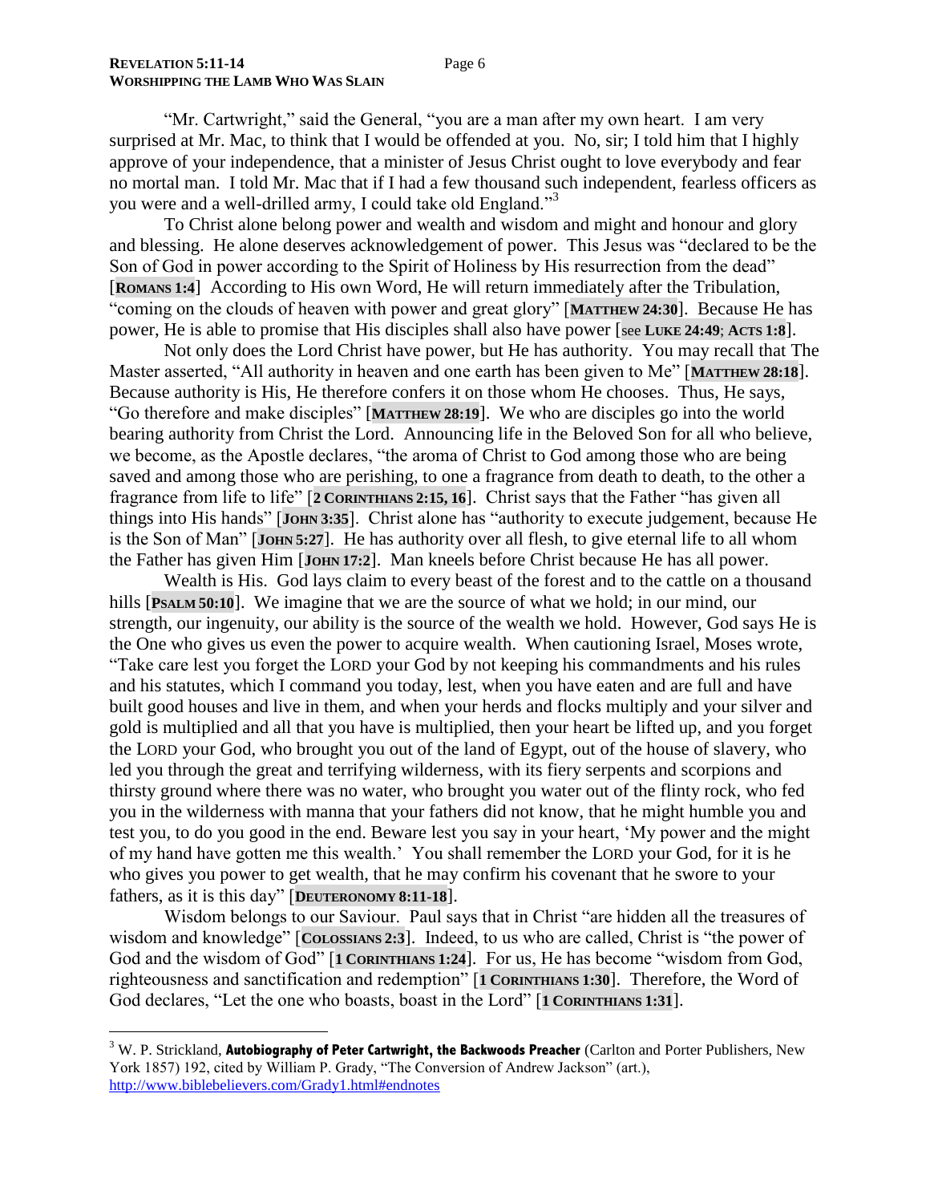"Mr. Cartwright," said the General, "you are a man after my own heart. I am very surprised at Mr. Mac, to think that I would be offended at you. No, sir; I told him that I highly approve of your independence, that a minister of Jesus Christ ought to love everybody and fear no mortal man. I told Mr. Mac that if I had a few thousand such independent, fearless officers as you were and a well-drilled army, I could take old England."[3]

To Christ alone belong power and wealth and wisdom and might and honour and glory and blessing. He alone deserves acknowledgement of power. This Jesus was "declared to be the Son of God in power according to the Spirit of Holiness by His resurrection from the dead" [**ROMANS 1:4**] According to His own Word, He will return immediately after the Tribulation, "coming on the clouds of heaven with power and great glory" [**MATTHEW 24:30**]. Because He has power, He is able to promise that His disciples shall also have power [see **LUKE 24:49**; **ACTS 1:8**].

Not only does the Lord Christ have power, but He has authority. You may recall that The Master asserted, "All authority in heaven and one earth has been given to Me" [**MATTHEW 28:18**]. Because authority is His, He therefore confers it on those whom He chooses. Thus, He says, "Go therefore and make disciples" [**MATTHEW 28:19**]. We who are disciples go into the world bearing authority from Christ the Lord. Announcing life in the Beloved Son for all who believe, we become, as the Apostle declares, "the aroma of Christ to God among those who are being saved and among those who are perishing, to one a fragrance from death to death, to the other a fragrance from life to life" [**2 CORINTHIANS 2:15, 16**]. Christ says that the Father "has given all things into His hands" [**JOHN 3:35**]. Christ alone has "authority to execute judgement, because He is the Son of Man" [**JOHN 5:27**]. He has authority over all flesh, to give eternal life to all whom the Father has given Him [**JOHN 17:2**]. Man kneels before Christ because He has all power.

Wealth is His. God lays claim to every beast of the forest and to the cattle on a thousand hills [**PSALM 50:10**]. We imagine that we are the source of what we hold; in our mind, our strength, our ingenuity, our ability is the source of the wealth we hold. However, God says He is the One who gives us even the power to acquire wealth. When cautioning Israel, Moses wrote, "Take care lest you forget the LORD your God by not keeping his commandments and his rules and his statutes, which I command you today, lest, when you have eaten and are full and have built good houses and live in them, and when your herds and flocks multiply and your silver and gold is multiplied and all that you have is multiplied, then your heart be lifted up, and you forget the LORD your God, who brought you out of the land of Egypt, out of the house of slavery, who led you through the great and terrifying wilderness, with its fiery serpents and scorpions and thirsty ground where there was no water, who brought you water out of the flinty rock, who fed you in the wilderness with manna that your fathers did not know, that he might humble you and test you, to do you good in the end. Beware lest you say in your heart, 'My power and the might of my hand have gotten me this wealth.' You shall remember the LORD your God, for it is he who gives you power to get wealth, that he may confirm his covenant that he swore to your fathers, as it is this day" [**DEUTERONOMY 8:11-18**].

Wisdom belongs to our Saviour. Paul says that in Christ "are hidden all the treasures of wisdom and knowledge" [**COLOSSIANS 2:3**]. Indeed, to us who are called, Christ is "the power of God and the wisdom of God" [**1 CORINTHIANS 1:24**]. For us, He has become "wisdom from God, righteousness and sanctification and redemption" [**1 CORINTHIANS 1:30**]. Therefore, the Word of God declares, "Let the one who boasts, boast in the Lord" [**1 CORINTHIANS 1:31**].

---

[3] W. P. Strickland, **Autobiography of Peter Cartwright, the Backwoods Preacher** (Carlton and Porter Publishers, New York 1857) 192, cited by William P. Grady, "The Conversion of Andrew Jackson" (art.), http://www.biblebelievers.com/Grady1.html#endnotes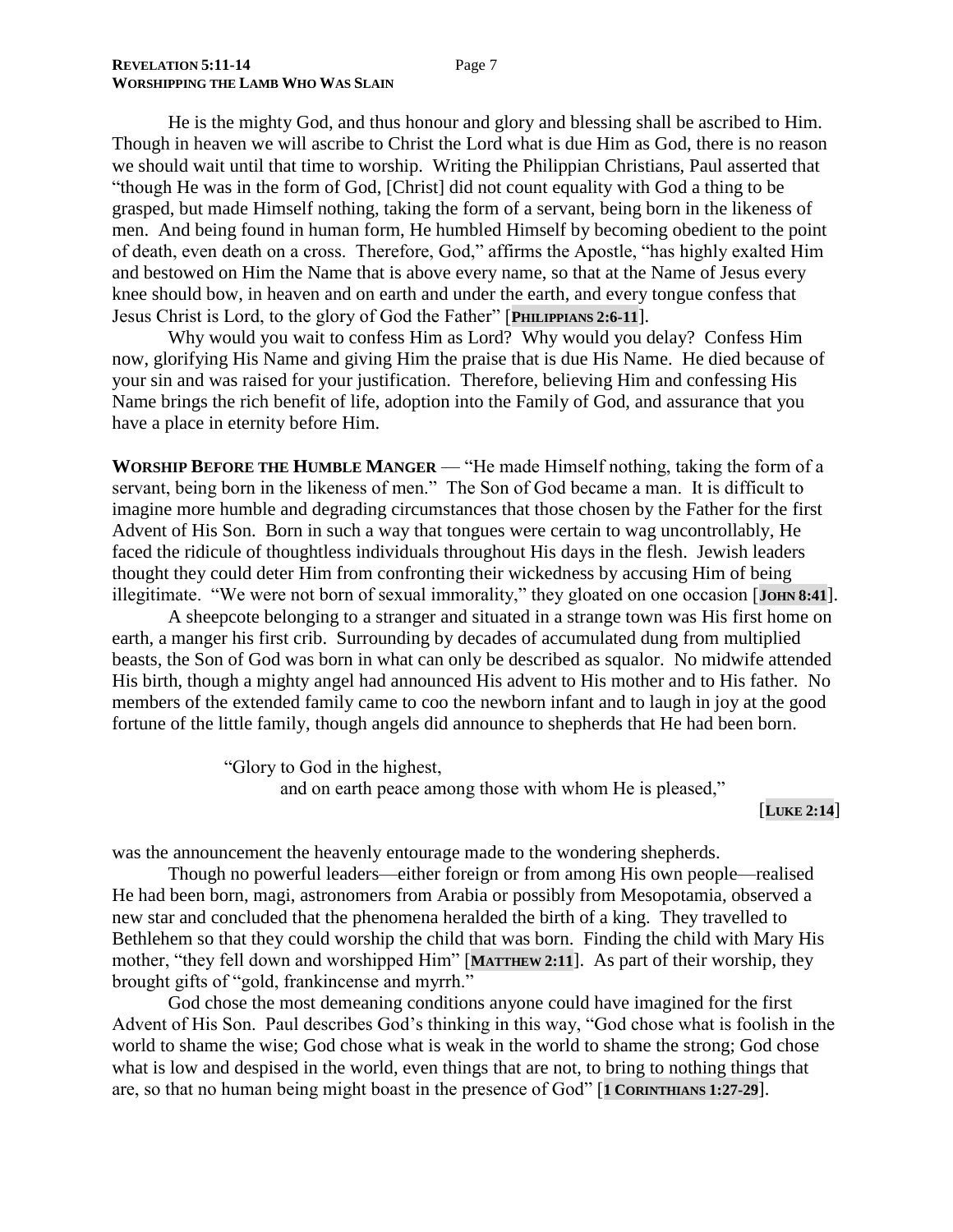He is the mighty God, and thus honour and glory and blessing shall be ascribed to Him. Though in heaven we will ascribe to Christ the Lord what is due Him as God, there is no reason we should wait until that time to worship. Writing the Philippian Christians, Paul asserted that "though He was in the form of God, [Christ] did not count equality with God a thing to be grasped, but made Himself nothing, taking the form of a servant, being born in the likeness of men. And being found in human form, He humbled Himself by becoming obedient to the point of death, even death on a cross. Therefore, God," affirms the Apostle, "has highly exalted Him and bestowed on Him the Name that is above every name, so that at the Name of Jesus every knee should bow, in heaven and on earth and under the earth, and every tongue confess that Jesus Christ is Lord, to the glory of God the Father" [**PHILIPPIANS 2:6-11**].

Why would you wait to confess Him as Lord? Why would you delay? Confess Him now, glorifying His Name and giving Him the praise that is due His Name. He died because of your sin and was raised for your justification. Therefore, believing Him and confessing His Name brings the rich benefit of life, adoption into the Family of God, and assurance that you have a place in eternity before Him.

**WORSHIP BEFORE THE HUMBLE MANGER** — "He made Himself nothing, taking the form of a servant, being born in the likeness of men." The Son of God became a man. It is difficult to imagine more humble and degrading circumstances that those chosen by the Father for the first Advent of His Son. Born in such a way that tongues were certain to wag uncontrollably, He faced the ridicule of thoughtless individuals throughout His days in the flesh. Jewish leaders thought they could deter Him from confronting their wickedness by accusing Him of being illegitimate. "We were not born of sexual immorality," they gloated on one occasion [**JOHN 8:41**].

A sheepcote belonging to a stranger and situated in a strange town was His first home on earth, a manger his first crib. Surrounding by decades of accumulated dung from multiplied beasts, the Son of God was born in what can only be described as squalor. No midwife attended His birth, though a mighty angel had announced His advent to His mother and to His father. No members of the extended family came to coo the newborn infant and to laugh in joy at the good fortune of the little family, though angels did announce to shepherds that He had been born.

> "Glory to God in the highest,
> and on earth peace among those with whom He is pleased,"
>
> [**LUKE 2:14**]

was the announcement the heavenly entourage made to the wondering shepherds.

Though no powerful leaders—either foreign or from among His own people—realised He had been born, magi, astronomers from Arabia or possibly from Mesopotamia, observed a new star and concluded that the phenomena heralded the birth of a king. They travelled to Bethlehem so that they could worship the child that was born. Finding the child with Mary His mother, "they fell down and worshipped Him" [**MATTHEW 2:11**]. As part of their worship, they brought gifts of "gold, frankincense and myrrh."

God chose the most demeaning conditions anyone could have imagined for the first Advent of His Son. Paul describes God's thinking in this way, "God chose what is foolish in the world to shame the wise; God chose what is weak in the world to shame the strong; God chose what is low and despised in the world, even things that are not, to bring to nothing things that are, so that no human being might boast in the presence of God" [**1 CORINTHIANS 1:27-29**].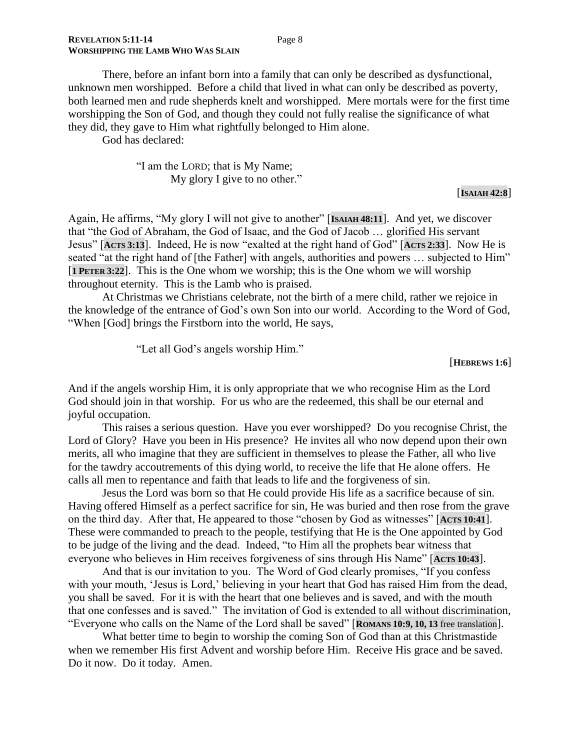There, before an infant born into a family that can only be described as dysfunctional, unknown men worshipped. Before a child that lived in what can only be described as poverty, both learned men and rude shepherds knelt and worshipped. Mere mortals were for the first time worshipping the Son of God, and though they could not fully realise the significance of what they did, they gave to Him what rightfully belonged to Him alone.

God has declared:

> "I am the LORD; that is My Name;
> My glory I give to no other."
>
> [ISAIAH 42:8]

Again, He affirms, "My glory I will not give to another" [ISAIAH 48:11]. And yet, we discover that "the God of Abraham, the God of Isaac, and the God of Jacob … glorified His servant Jesus" [ACTS 3:13]. Indeed, He is now "exalted at the right hand of God" [ACTS 2:33]. Now He is seated "at the right hand of [the Father] with angels, authorities and powers … subjected to Him" [1 PETER 3:22]. This is the One whom we worship; this is the One whom we will worship throughout eternity. This is the Lamb who is praised.

At Christmas we Christians celebrate, not the birth of a mere child, rather we rejoice in the knowledge of the entrance of God's own Son into our world. According to the Word of God, "When [God] brings the Firstborn into the world, He says,

> "Let all God's angels worship Him."
>
> [HEBREWS 1:6]

And if the angels worship Him, it is only appropriate that we who recognise Him as the Lord God should join in that worship. For us who are the redeemed, this shall be our eternal and joyful occupation.

This raises a serious question. Have you ever worshipped? Do you recognise Christ, the Lord of Glory? Have you been in His presence? He invites all who now depend upon their own merits, all who imagine that they are sufficient in themselves to please the Father, all who live for the tawdry accoutrements of this dying world, to receive the life that He alone offers. He calls all men to repentance and faith that leads to life and the forgiveness of sin.

Jesus the Lord was born so that He could provide His life as a sacrifice because of sin. Having offered Himself as a perfect sacrifice for sin, He was buried and then rose from the grave on the third day. After that, He appeared to those "chosen by God as witnesses" [ACTS 10:41]. These were commanded to preach to the people, testifying that He is the One appointed by God to be judge of the living and the dead. Indeed, "to Him all the prophets bear witness that everyone who believes in Him receives forgiveness of sins through His Name" [ACTS 10:43].

And that is our invitation to you. The Word of God clearly promises, "If you confess with your mouth, 'Jesus is Lord,' believing in your heart that God has raised Him from the dead, you shall be saved. For it is with the heart that one believes and is saved, and with the mouth that one confesses and is saved." The invitation of God is extended to all without discrimination, "Everyone who calls on the Name of the Lord shall be saved" [ROMANS 10:9, 10, 13 free translation].

What better time to begin to worship the coming Son of God than at this Christmastide when we remember His first Advent and worship before Him. Receive His grace and be saved. Do it now. Do it today. Amen.